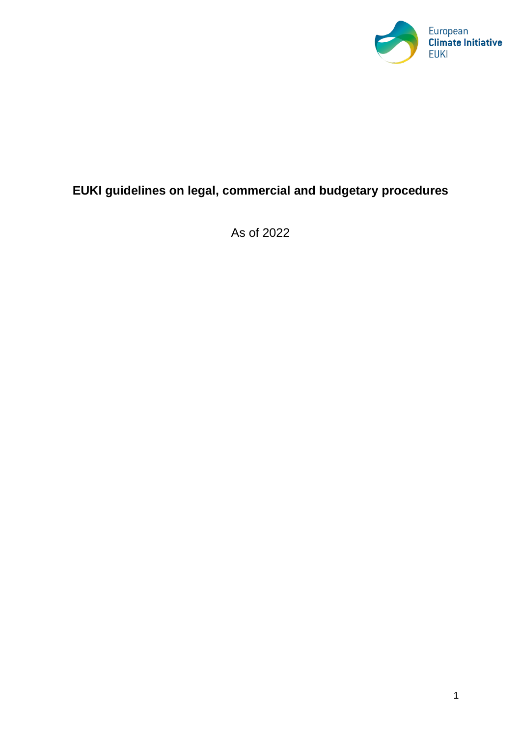# EUKI guidelines on legal, commercial and budgetary procedures

As of 2022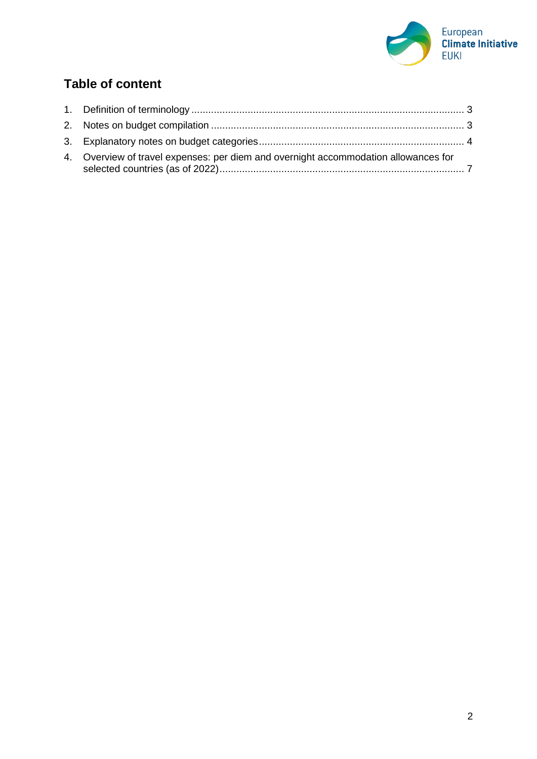## Table of content

1. Definition of terminology ................................................................................................ 3
2. Notes on budget compilation ......................................................................................... 3
3. Explanatory notes on budget categories ........................................................................ 4
4. Overview of travel expenses: per diem and overnight accommodation allowances for selected countries (as of 2022) ...................................................................................... 7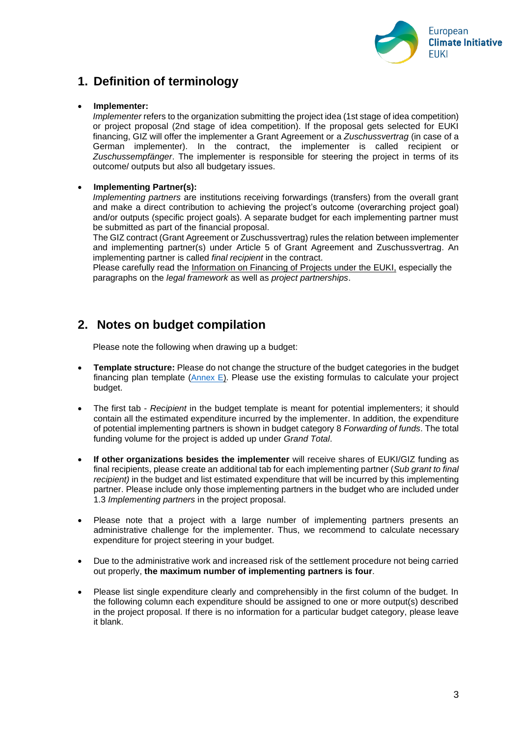## 1. Definition of terminology

- **Implementer:**
  *Implementer* refers to the organization submitting the project idea (1st stage of idea competition) or project proposal (2nd stage of idea competition). If the proposal gets selected for EUKI financing, GIZ will offer the implementer a Grant Agreement or a *Zuschussvertrag* (in case of a German implementer). In the contract, the implementer is called recipient or *Zuschussempfänger*. The implementer is responsible for steering the project in terms of its outcome/ outputs but also all budgetary issues.

- **Implementing Partner(s):**
  *Implementing partners* are institutions receiving forwardings (transfers) from the overall grant and make a direct contribution to achieving the project's outcome (overarching project goal) and/or outputs (specific project goals). A separate budget for each implementing partner must be submitted as part of the financial proposal.
  The GIZ contract (Grant Agreement or Zuschussvertrag) rules the relation between implementer and implementing partner(s) under Article 5 of Grant Agreement and Zuschussvertrag. An implementing partner is called *final recipient* in the contract.
  Please carefully read the Information on Financing of Projects under the EUKI, especially the paragraphs on the *legal framework* as well as *project partnerships*.

## 2. Notes on budget compilation

Please note the following when drawing up a budget:

- **Template structure:** Please do not change the structure of the budget categories in the budget financing plan template (Annex E). Please use the existing formulas to calculate your project budget.

- The first tab - *Recipient* in the budget template is meant for potential implementers; it should contain all the estimated expenditure incurred by the implementer. In addition, the expenditure of potential implementing partners is shown in budget category 8 *Forwarding of funds*. The total funding volume for the project is added up under *Grand Total*.

- **If other organizations besides the implementer** will receive shares of EUKI/GIZ funding as final recipients, please create an additional tab for each implementing partner (*Sub grant to final recipient)* in the budget and list estimated expenditure that will be incurred by this implementing partner. Please include only those implementing partners in the budget who are included under 1.3 *Implementing partners* in the project proposal.

- Please note that a project with a large number of implementing partners presents an administrative challenge for the implementer. Thus, we recommend to calculate necessary expenditure for project steering in your budget.

- Due to the administrative work and increased risk of the settlement procedure not being carried out properly, **the maximum number of implementing partners is four**.

- Please list single expenditure clearly and comprehensibly in the first column of the budget. In the following column each expenditure should be assigned to one or more output(s) described in the project proposal. If there is no information for a particular budget category, please leave it blank.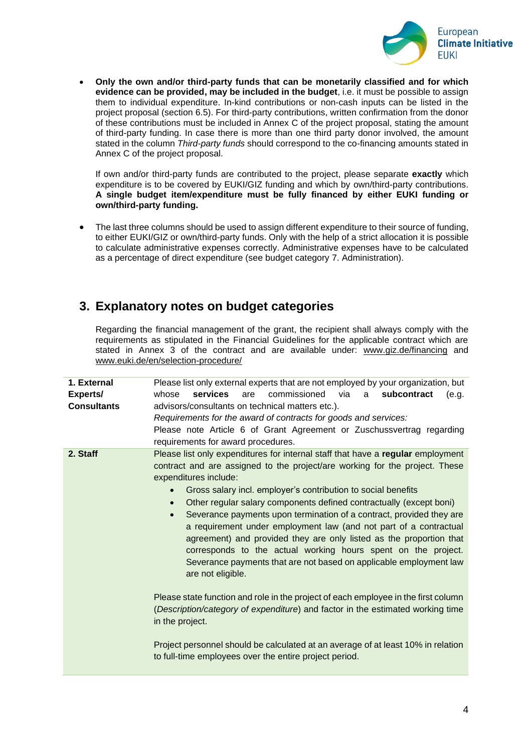- **Only the own and/or third-party funds that can be monetarily classified and for which evidence can be provided, may be included in the budget**, i.e. it must be possible to assign them to individual expenditure. In-kind contributions or non-cash inputs can be listed in the project proposal (section 6.5). For third-party contributions, written confirmation from the donor of these contributions must be included in Annex C of the project proposal, stating the amount of third-party funding. In case there is more than one third party donor involved, the amount stated in the column *Third-party funds* should correspond to the co-financing amounts stated in Annex C of the project proposal.

  If own and/or third-party funds are contributed to the project, please separate **exactly** which expenditure is to be covered by EUKI/GIZ funding and which by own/third-party contributions. **A single budget item/expenditure must be fully financed by either EUKI funding or own/third-party funding.**

- The last three columns should be used to assign different expenditure to their source of funding, to either EUKI/GIZ or own/third-party funds. Only with the help of a strict allocation it is possible to calculate administrative expenses correctly. Administrative expenses have to be calculated as a percentage of direct expenditure (see budget category 7. Administration).

## 3. Explanatory notes on budget categories

Regarding the financial management of the grant, the recipient shall always comply with the requirements as stipulated in the Financial Guidelines for the applicable contract which are stated in Annex 3 of the contract and are available under: www.giz.de/financing and www.euki.de/en/selection-procedure/

| | |
|---|---|
| **1. External Experts/ Consultants** | Please list only external experts that are not employed by your organization, but whose **services** are commissioned via a **subcontract** (e.g. advisors/consultants on technical matters etc.).<br>*Requirements for the award of contracts for goods and services:*<br>Please note Article 6 of Grant Agreement or Zuschussvertrag regarding requirements for award procedures. |
| **2. Staff** | Please list only expenditures for internal staff that have a **regular** employment contract and are assigned to the project/are working for the project. These expenditures include:<br>• Gross salary incl. employer's contribution to social benefits<br>• Other regular salary components defined contractually (except boni)<br>• Severance payments upon termination of a contract, provided they are a requirement under employment law (and not part of a contractual agreement) and provided they are only listed as the proportion that corresponds to the actual working hours spent on the project. Severance payments that are not based on applicable employment law are not eligible.<br><br>Please state function and role in the project of each employee in the first column (*Description/category of expenditure*) and factor in the estimated working time in the project.<br><br>Project personnel should be calculated at an average of at least 10% in relation to full-time employees over the entire project period. |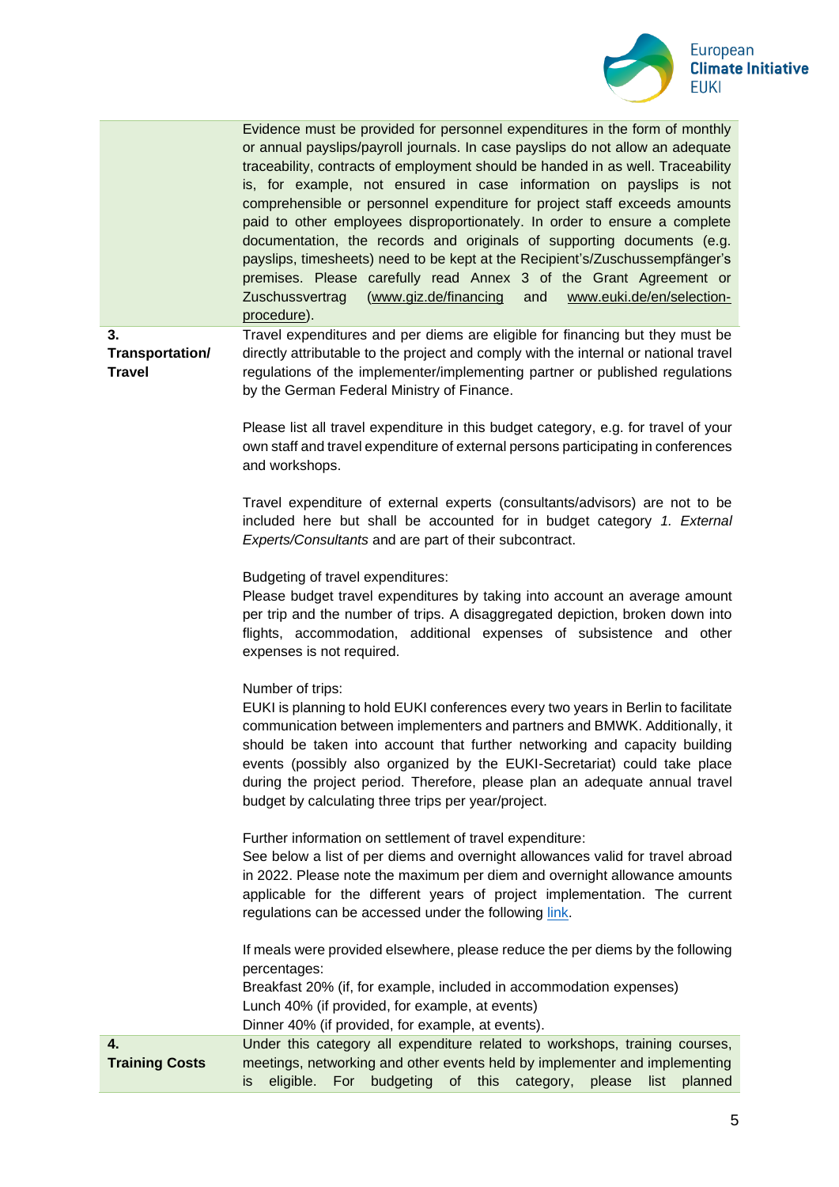| | |
|---|---|
| | Evidence must be provided for personnel expenditures in the form of monthly or annual payslips/payroll journals. In case payslips do not allow an adequate traceability, contracts of employment should be handed in as well. Traceability is, for example, not ensured in case information on payslips is not comprehensible or personnel expenditure for project staff exceeds amounts paid to other employees disproportionately. In order to ensure a complete documentation, the records and originals of supporting documents (e.g. payslips, timesheets) need to be kept at the Recipient's/Zuschussempfänger's premises. Please carefully read Annex 3 of the Grant Agreement or Zuschussvertrag (www.giz.de/financing and www.euki.de/en/selection-procedure). |
| **3. Transportation/ Travel** | Travel expenditures and per diems are eligible for financing but they must be directly attributable to the project and comply with the internal or national travel regulations of the implementer/implementing partner or published regulations by the German Federal Ministry of Finance.<br><br>Please list all travel expenditure in this budget category, e.g. for travel of your own staff and travel expenditure of external persons participating in conferences and workshops.<br><br>Travel expenditure of external experts (consultants/advisors) are not to be included here but shall be accounted for in budget category *1. External Experts/Consultants* and are part of their subcontract.<br><br>Budgeting of travel expenditures:<br>Please budget travel expenditures by taking into account an average amount per trip and the number of trips. A disaggregated depiction, broken down into flights, accommodation, additional expenses of subsistence and other expenses is not required.<br><br>Number of trips:<br>EUKI is planning to hold EUKI conferences every two years in Berlin to facilitate communication between implementers and partners and BMWK. Additionally, it should be taken into account that further networking and capacity building events (possibly also organized by the EUKI-Secretariat) could take place during the project period. Therefore, please plan an adequate annual travel budget by calculating three trips per year/project.<br><br>Further information on settlement of travel expenditure:<br>See below a list of per diems and overnight allowances valid for travel abroad in 2022. Please note the maximum per diem and overnight allowance amounts applicable for the different years of project implementation. The current regulations can be accessed under the following link.<br><br>If meals were provided elsewhere, please reduce the per diems by the following percentages:<br>Breakfast 20% (if, for example, included in accommodation expenses)<br>Lunch 40% (if provided, for example, at events)<br>Dinner 40% (if provided, for example, at events). |
| **4. Training Costs** | Under this category all expenditure related to workshops, training courses, meetings, networking and other events held by implementer and implementing is eligible. For budgeting of this category, please list planned |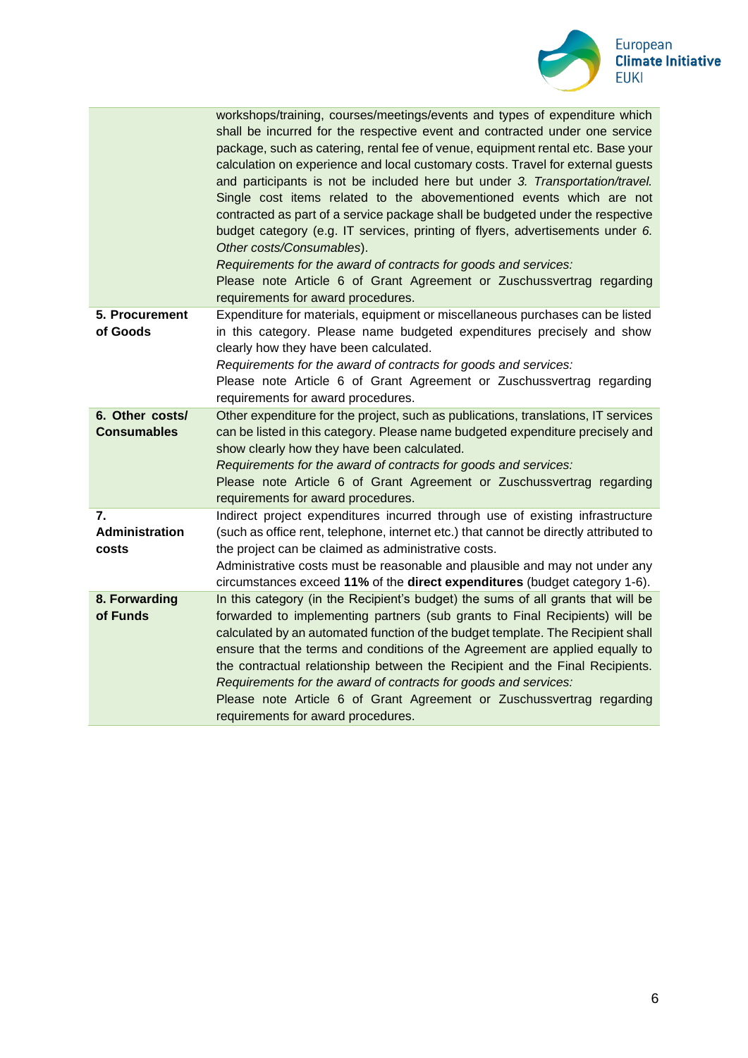| | |
|---|---|
| | workshops/training, courses/meetings/events and types of expenditure which shall be incurred for the respective event and contracted under one service package, such as catering, rental fee of venue, equipment rental etc. Base your calculation on experience and local customary costs. Travel for external guests and participants is not be included here but under *3. Transportation/travel.* Single cost items related to the abovementioned events which are not contracted as part of a service package shall be budgeted under the respective budget category (e.g. IT services, printing of flyers, advertisements under *6. Other costs/Consumables*).<br>*Requirements for the award of contracts for goods and services:*<br>Please note Article 6 of Grant Agreement or Zuschussvertrag regarding requirements for award procedures. |
| **5. Procurement of Goods** | Expenditure for materials, equipment or miscellaneous purchases can be listed in this category. Please name budgeted expenditures precisely and show clearly how they have been calculated.<br>*Requirements for the award of contracts for goods and services:*<br>Please note Article 6 of Grant Agreement or Zuschussvertrag regarding requirements for award procedures. |
| **6. Other costs/ Consumables** | Other expenditure for the project, such as publications, translations, IT services can be listed in this category. Please name budgeted expenditure precisely and show clearly how they have been calculated.<br>*Requirements for the award of contracts for goods and services:*<br>Please note Article 6 of Grant Agreement or Zuschussvertrag regarding requirements for award procedures. |
| **7. Administration costs** | Indirect project expenditures incurred through use of existing infrastructure (such as office rent, telephone, internet etc.) that cannot be directly attributed to the project can be claimed as administrative costs.<br>Administrative costs must be reasonable and plausible and may not under any circumstances exceed **11%** of the **direct expenditures** (budget category 1-6). |
| **8. Forwarding of Funds** | In this category (in the Recipient's budget) the sums of all grants that will be forwarded to implementing partners (sub grants to Final Recipients) will be calculated by an automated function of the budget template. The Recipient shall ensure that the terms and conditions of the Agreement are applied equally to the contractual relationship between the Recipient and the Final Recipients.<br>*Requirements for the award of contracts for goods and services:*<br>Please note Article 6 of Grant Agreement or Zuschussvertrag regarding requirements for award procedures. |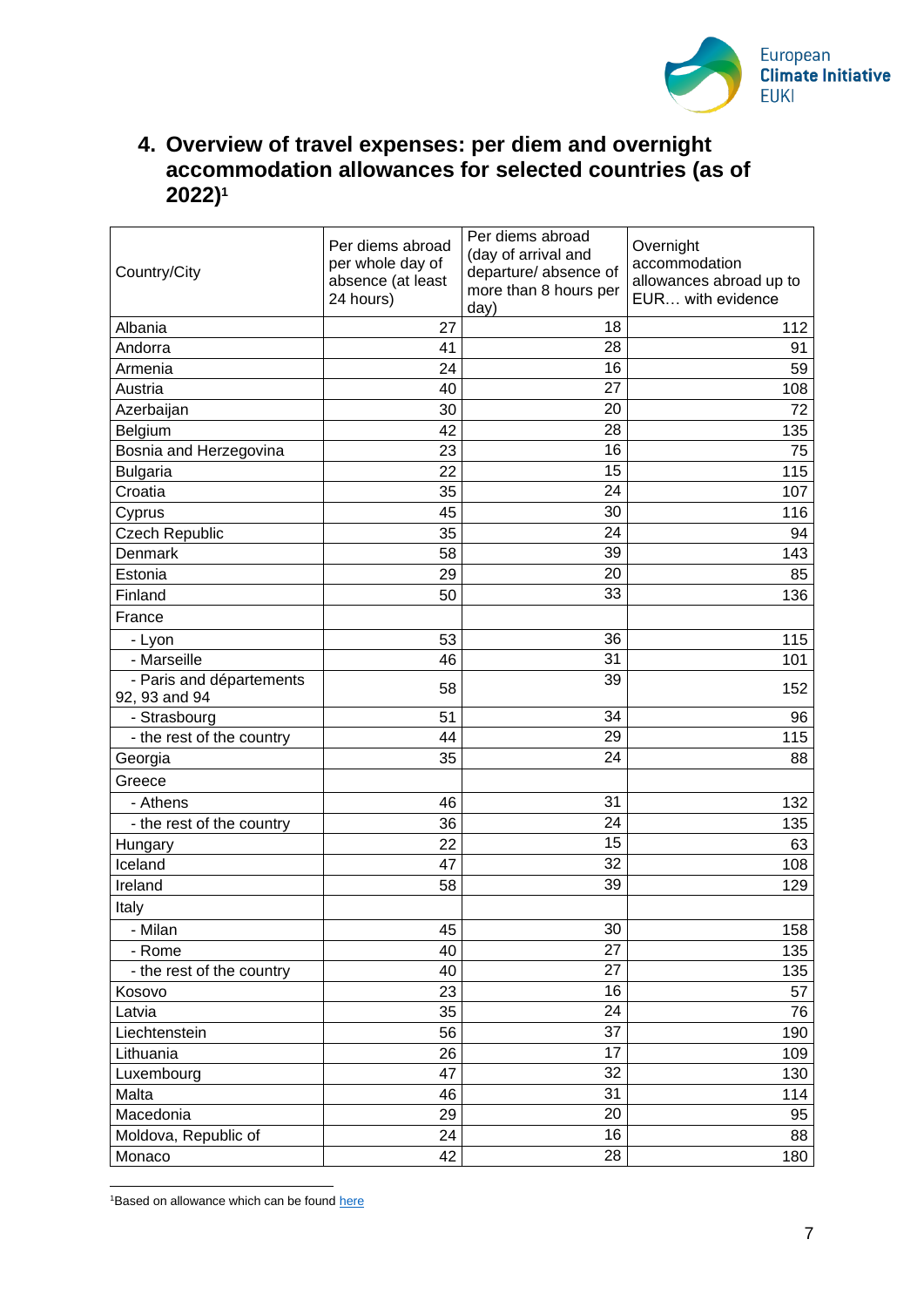## 4. Overview of travel expenses: per diem and overnight accommodation allowances for selected countries (as of 2022)[1]

| Country/City | Per diems abroad per whole day of absence (at least 24 hours) | Per diems abroad (day of arrival and departure/ absence of more than 8 hours per day) | Overnight accommodation allowances abroad up to EUR… with evidence |
|---|---|---|---|
| Albania | 27 | 18 | 112 |
| Andorra | 41 | 28 | 91 |
| Armenia | 24 | 16 | 59 |
| Austria | 40 | 27 | 108 |
| Azerbaijan | 30 | 20 | 72 |
| Belgium | 42 | 28 | 135 |
| Bosnia and Herzegovina | 23 | 16 | 75 |
| Bulgaria | 22 | 15 | 115 |
| Croatia | 35 | 24 | 107 |
| Cyprus | 45 | 30 | 116 |
| Czech Republic | 35 | 24 | 94 |
| Denmark | 58 | 39 | 143 |
| Estonia | 29 | 20 | 85 |
| Finland | 50 | 33 | 136 |
| France | | | |
| - Lyon | 53 | 36 | 115 |
| - Marseille | 46 | 31 | 101 |
| - Paris and départements 92, 93 and 94 | 58 | 39 | 152 |
| - Strasbourg | 51 | 34 | 96 |
| - the rest of the country | 44 | 29 | 115 |
| Georgia | 35 | 24 | 88 |
| Greece | | | |
| - Athens | 46 | 31 | 132 |
| - the rest of the country | 36 | 24 | 135 |
| Hungary | 22 | 15 | 63 |
| Iceland | 47 | 32 | 108 |
| Ireland | 58 | 39 | 129 |
| Italy | | | |
| - Milan | 45 | 30 | 158 |
| - Rome | 40 | 27 | 135 |
| - the rest of the country | 40 | 27 | 135 |
| Kosovo | 23 | 16 | 57 |
| Latvia | 35 | 24 | 76 |
| Liechtenstein | 56 | 37 | 190 |
| Lithuania | 26 | 17 | 109 |
| Luxembourg | 47 | 32 | 130 |
| Malta | 46 | 31 | 114 |
| Macedonia | 29 | 20 | 95 |
| Moldova, Republic of | 24 | 16 | 88 |
| Monaco | 42 | 28 | 180 |

[1]Based on allowance which can be found here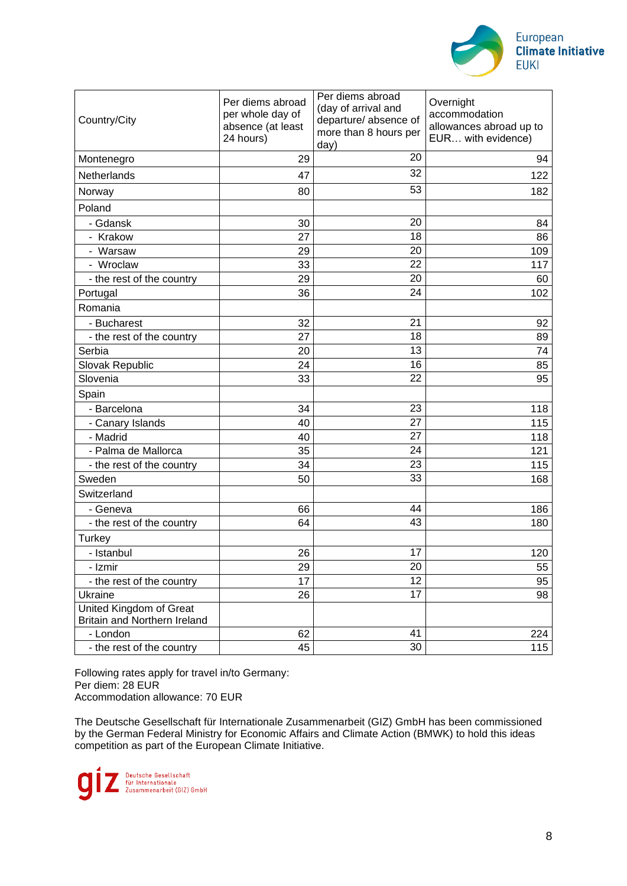| Country/City | Per diems abroad per whole day of absence (at least 24 hours) | Per diems abroad (day of arrival and departure/ absence of more than 8 hours per day) | Overnight accommodation allowances abroad up to EUR… with evidence) |
|---|---|---|---|
| Montenegro | 29 | 20 | 94 |
| Netherlands | 47 | 32 | 122 |
| Norway | 80 | 53 | 182 |
| Poland | | | |
| - Gdansk | 30 | 20 | 84 |
| - Krakow | 27 | 18 | 86 |
| - Warsaw | 29 | 20 | 109 |
| - Wroclaw | 33 | 22 | 117 |
| - the rest of the country | 29 | 20 | 60 |
| Portugal | 36 | 24 | 102 |
| Romania | | | |
| - Bucharest | 32 | 21 | 92 |
| - the rest of the country | 27 | 18 | 89 |
| Serbia | 20 | 13 | 74 |
| Slovak Republic | 24 | 16 | 85 |
| Slovenia | 33 | 22 | 95 |
| Spain | | | |
| - Barcelona | 34 | 23 | 118 |
| - Canary Islands | 40 | 27 | 115 |
| - Madrid | 40 | 27 | 118 |
| - Palma de Mallorca | 35 | 24 | 121 |
| - the rest of the country | 34 | 23 | 115 |
| Sweden | 50 | 33 | 168 |
| Switzerland | | | |
| - Geneva | 66 | 44 | 186 |
| - the rest of the country | 64 | 43 | 180 |
| Turkey | | | |
| - Istanbul | 26 | 17 | 120 |
| - Izmir | 29 | 20 | 55 |
| - the rest of the country | 17 | 12 | 95 |
| Ukraine | 26 | 17 | 98 |
| United Kingdom of Great Britain and Northern Ireland | | | |
| - London | 62 | 41 | 224 |
| - the rest of the country | 45 | 30 | 115 |

Following rates apply for travel in/to Germany:
Per diem: 28 EUR
Accommodation allowance: 70 EUR

The Deutsche Gesellschaft für Internationale Zusammenarbeit (GIZ) GmbH has been commissioned by the German Federal Ministry for Economic Affairs and Climate Action (BMWK) to hold this ideas competition as part of the European Climate Initiative.